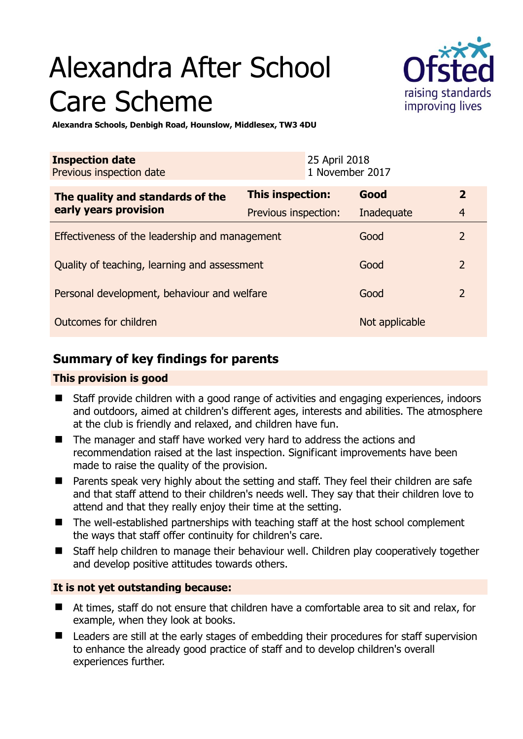# Alexandra After School Care Scheme

**Alexandra Schools, Denbigh Road, Hounslow, Middlesex, TW3 4DU**

| **Inspection date** | 25 April 2018 |
| --- | --- |
| Previous inspection date | 1 November 2017 |

| **The quality and standards of the early years provision** | **This inspection:** | **Good** | **2** |
| --- | --- | --- | --- |
| | Previous inspection: | Inadequate | 4 |
| Effectiveness of the leadership and management | | Good | 2 |
| Quality of teaching, learning and assessment | | Good | 2 |
| Personal development, behaviour and welfare | | Good | 2 |
| Outcomes for children | | Not applicable | |

## Summary of key findings for parents

### This provision is good

- Staff provide children with a good range of activities and engaging experiences, indoors and outdoors, aimed at children's different ages, interests and abilities. The atmosphere at the club is friendly and relaxed, and children have fun.
- The manager and staff have worked very hard to address the actions and recommendation raised at the last inspection. Significant improvements have been made to raise the quality of the provision.
- Parents speak very highly about the setting and staff. They feel their children are safe and that staff attend to their children's needs well. They say that their children love to attend and that they really enjoy their time at the setting.
- The well-established partnerships with teaching staff at the host school complement the ways that staff offer continuity for children's care.
- Staff help children to manage their behaviour well. Children play cooperatively together and develop positive attitudes towards others.

### It is not yet outstanding because:

- At times, staff do not ensure that children have a comfortable area to sit and relax, for example, when they look at books.
- Leaders are still at the early stages of embedding their procedures for staff supervision to enhance the already good practice of staff and to develop children's overall experiences further.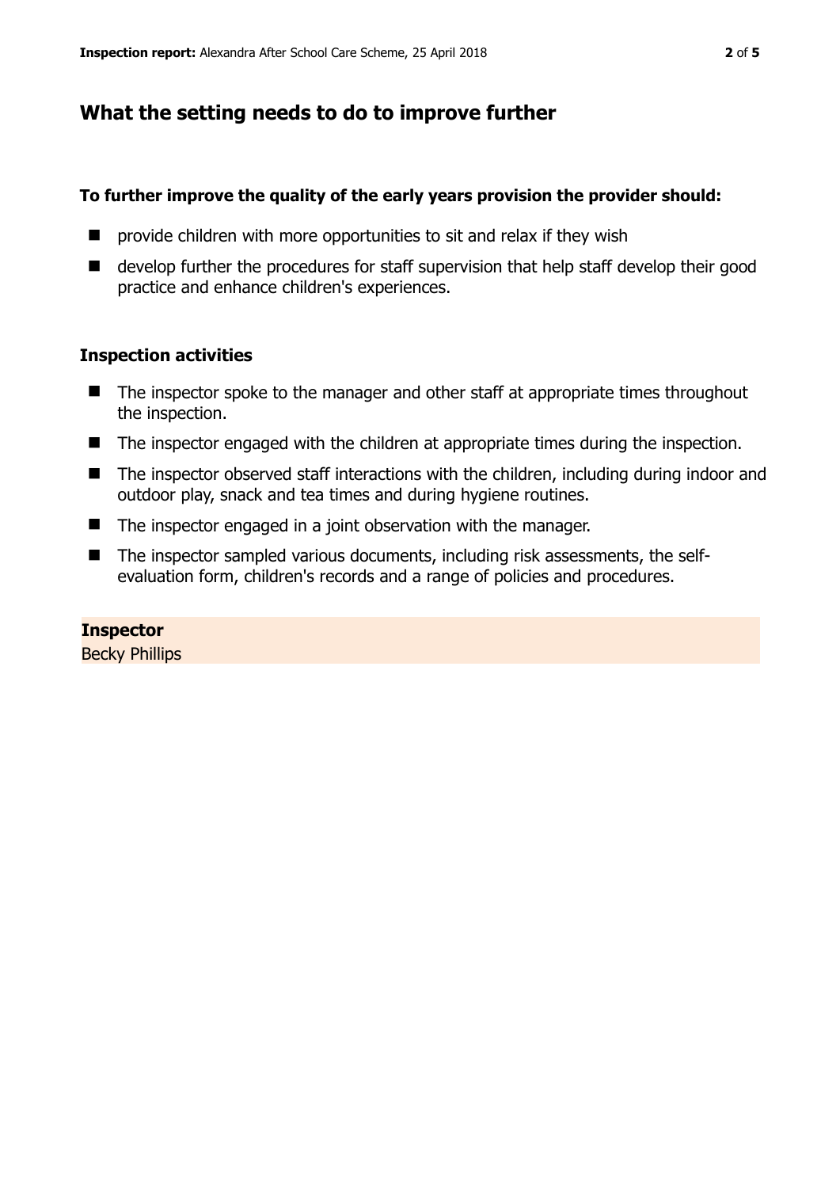## What the setting needs to do to improve further

**To further improve the quality of the early years provision the provider should:**

- provide children with more opportunities to sit and relax if they wish
- develop further the procedures for staff supervision that help staff develop their good practice and enhance children's experiences.

### Inspection activities

- The inspector spoke to the manager and other staff at appropriate times throughout the inspection.
- The inspector engaged with the children at appropriate times during the inspection.
- The inspector observed staff interactions with the children, including during indoor and outdoor play, snack and tea times and during hygiene routines.
- The inspector engaged in a joint observation with the manager.
- The inspector sampled various documents, including risk assessments, the self-evaluation form, children's records and a range of policies and procedures.

**Inspector**
Becky Phillips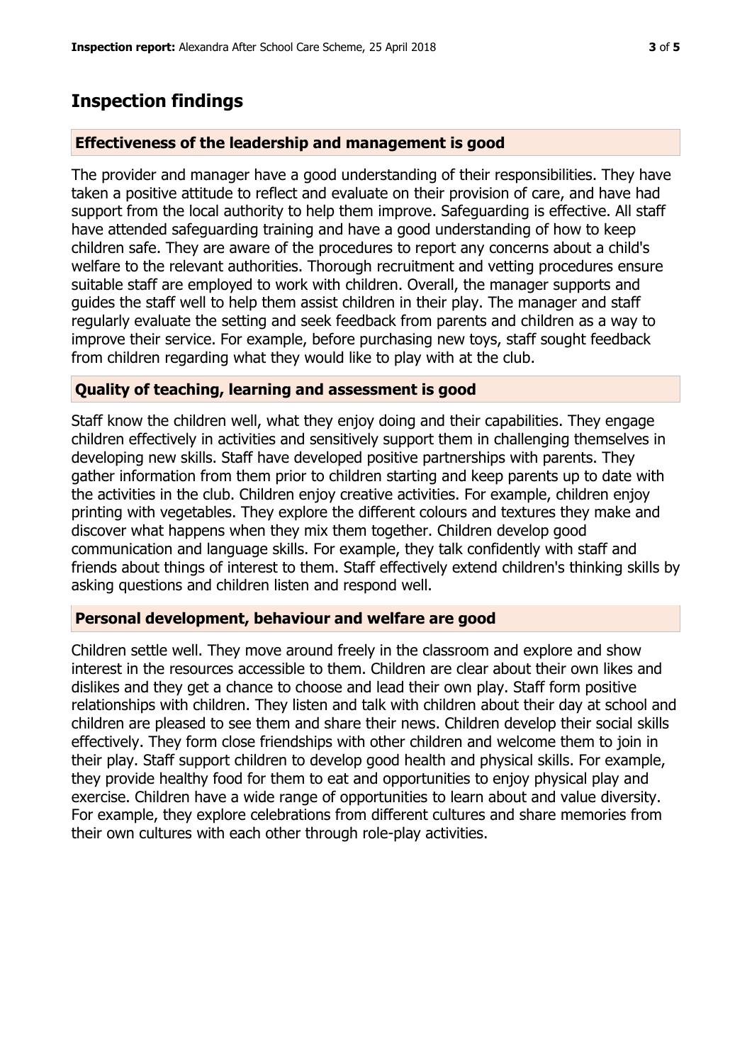## Inspection findings

### Effectiveness of the leadership and management is good

The provider and manager have a good understanding of their responsibilities. They have taken a positive attitude to reflect and evaluate on their provision of care, and have had support from the local authority to help them improve. Safeguarding is effective. All staff have attended safeguarding training and have a good understanding of how to keep children safe. They are aware of the procedures to report any concerns about a child's welfare to the relevant authorities. Thorough recruitment and vetting procedures ensure suitable staff are employed to work with children. Overall, the manager supports and guides the staff well to help them assist children in their play. The manager and staff regularly evaluate the setting and seek feedback from parents and children as a way to improve their service. For example, before purchasing new toys, staff sought feedback from children regarding what they would like to play with at the club.

### Quality of teaching, learning and assessment is good

Staff know the children well, what they enjoy doing and their capabilities. They engage children effectively in activities and sensitively support them in challenging themselves in developing new skills. Staff have developed positive partnerships with parents. They gather information from them prior to children starting and keep parents up to date with the activities in the club. Children enjoy creative activities. For example, children enjoy printing with vegetables. They explore the different colours and textures they make and discover what happens when they mix them together. Children develop good communication and language skills. For example, they talk confidently with staff and friends about things of interest to them. Staff effectively extend children's thinking skills by asking questions and children listen and respond well.

### Personal development, behaviour and welfare are good

Children settle well. They move around freely in the classroom and explore and show interest in the resources accessible to them. Children are clear about their own likes and dislikes and they get a chance to choose and lead their own play. Staff form positive relationships with children. They listen and talk with children about their day at school and children are pleased to see them and share their news. Children develop their social skills effectively. They form close friendships with other children and welcome them to join in their play. Staff support children to develop good health and physical skills. For example, they provide healthy food for them to eat and opportunities to enjoy physical play and exercise. Children have a wide range of opportunities to learn about and value diversity. For example, they explore celebrations from different cultures and share memories from their own cultures with each other through role-play activities.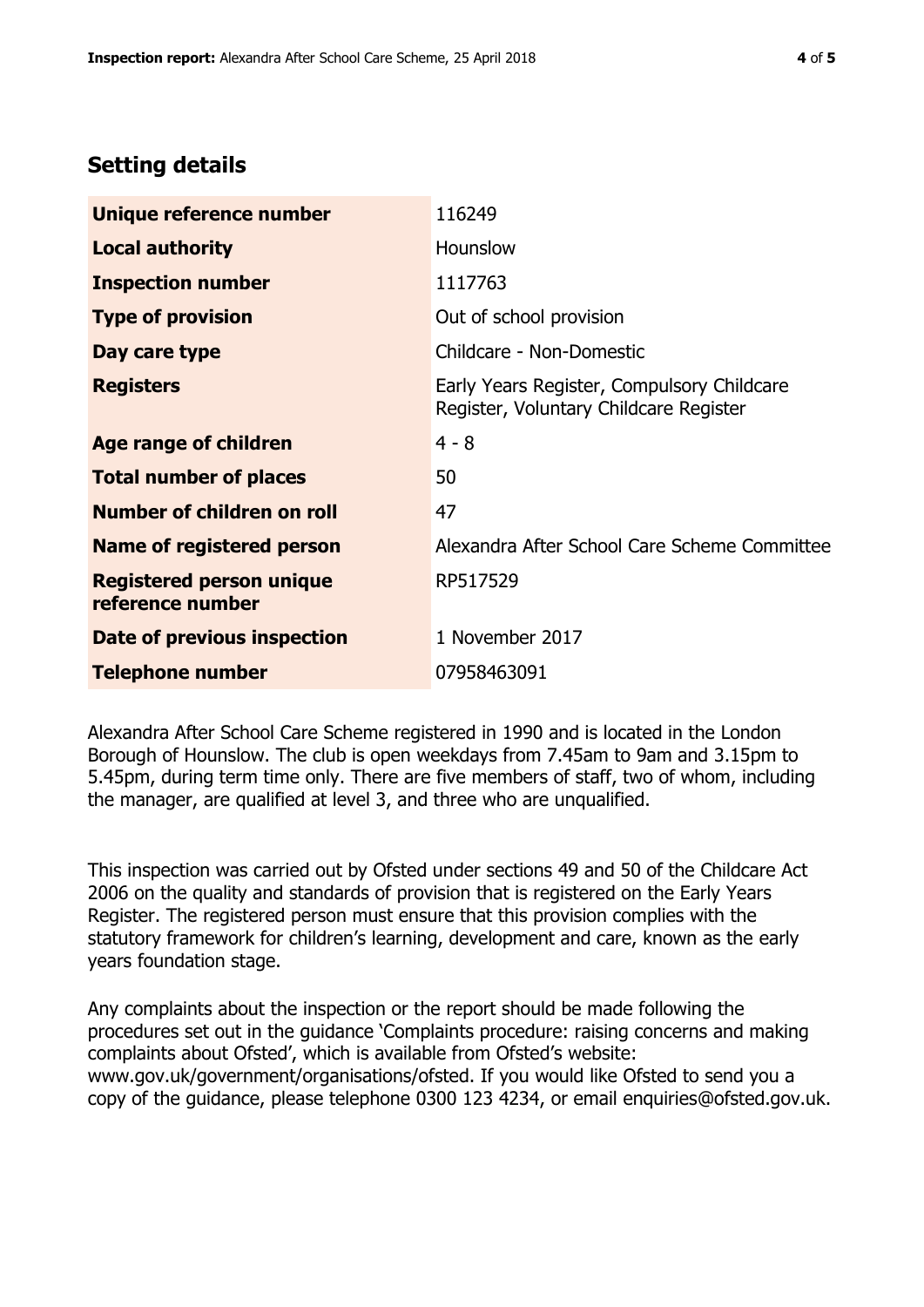## Setting details

| | |
|---|---|
| **Unique reference number** | 116249 |
| **Local authority** | Hounslow |
| **Inspection number** | 1117763 |
| **Type of provision** | Out of school provision |
| **Day care type** | Childcare - Non-Domestic |
| **Registers** | Early Years Register, Compulsory Childcare Register, Voluntary Childcare Register |
| **Age range of children** | 4 - 8 |
| **Total number of places** | 50 |
| **Number of children on roll** | 47 |
| **Name of registered person** | Alexandra After School Care Scheme Committee |
| **Registered person unique reference number** | RP517529 |
| **Date of previous inspection** | 1 November 2017 |
| **Telephone number** | 07958463091 |

Alexandra After School Care Scheme registered in 1990 and is located in the London Borough of Hounslow. The club is open weekdays from 7.45am to 9am and 3.15pm to 5.45pm, during term time only. There are five members of staff, two of whom, including the manager, are qualified at level 3, and three who are unqualified.

This inspection was carried out by Ofsted under sections 49 and 50 of the Childcare Act 2006 on the quality and standards of provision that is registered on the Early Years Register. The registered person must ensure that this provision complies with the statutory framework for children's learning, development and care, known as the early years foundation stage.

Any complaints about the inspection or the report should be made following the procedures set out in the guidance 'Complaints procedure: raising concerns and making complaints about Ofsted', which is available from Ofsted's website: www.gov.uk/government/organisations/ofsted. If you would like Ofsted to send you a copy of the guidance, please telephone 0300 123 4234, or email enquiries@ofsted.gov.uk.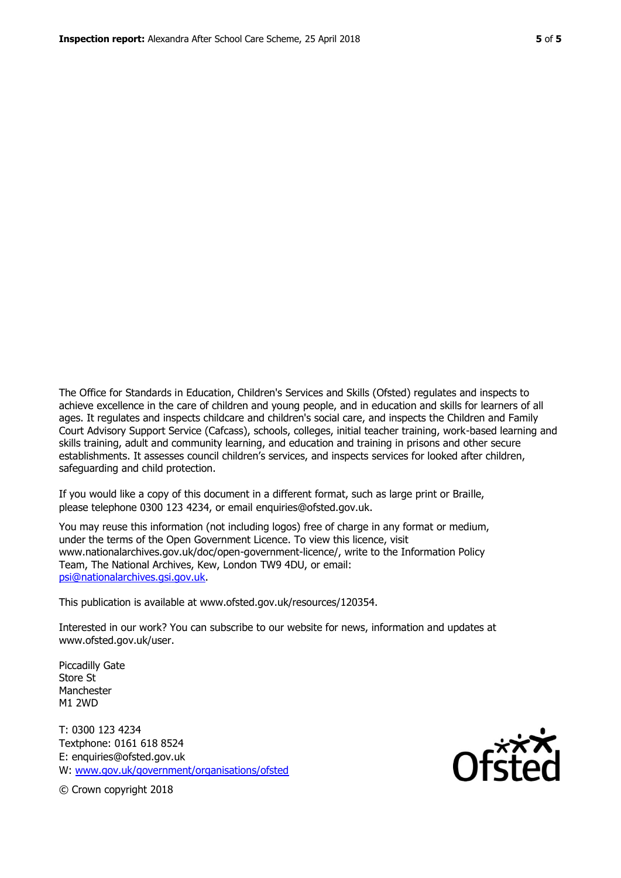The Office for Standards in Education, Children's Services and Skills (Ofsted) regulates and inspects to achieve excellence in the care of children and young people, and in education and skills for learners of all ages. It regulates and inspects childcare and children's social care, and inspects the Children and Family Court Advisory Support Service (Cafcass), schools, colleges, initial teacher training, work-based learning and skills training, adult and community learning, and education and training in prisons and other secure establishments. It assesses council children's services, and inspects services for looked after children, safeguarding and child protection.

If you would like a copy of this document in a different format, such as large print or Braille, please telephone 0300 123 4234, or email enquiries@ofsted.gov.uk.

You may reuse this information (not including logos) free of charge in any format or medium, under the terms of the Open Government Licence. To view this licence, visit www.nationalarchives.gov.uk/doc/open-government-licence/, write to the Information Policy Team, The National Archives, Kew, London TW9 4DU, or email: psi@nationalarchives.gsi.gov.uk.

This publication is available at www.ofsted.gov.uk/resources/120354.

Interested in our work? You can subscribe to our website for news, information and updates at www.ofsted.gov.uk/user.

Piccadilly Gate
Store St
Manchester
M1 2WD

T: 0300 123 4234
Textphone: 0161 618 8524
E: enquiries@ofsted.gov.uk
W: www.gov.uk/government/organisations/ofsted

© Crown copyright 2018